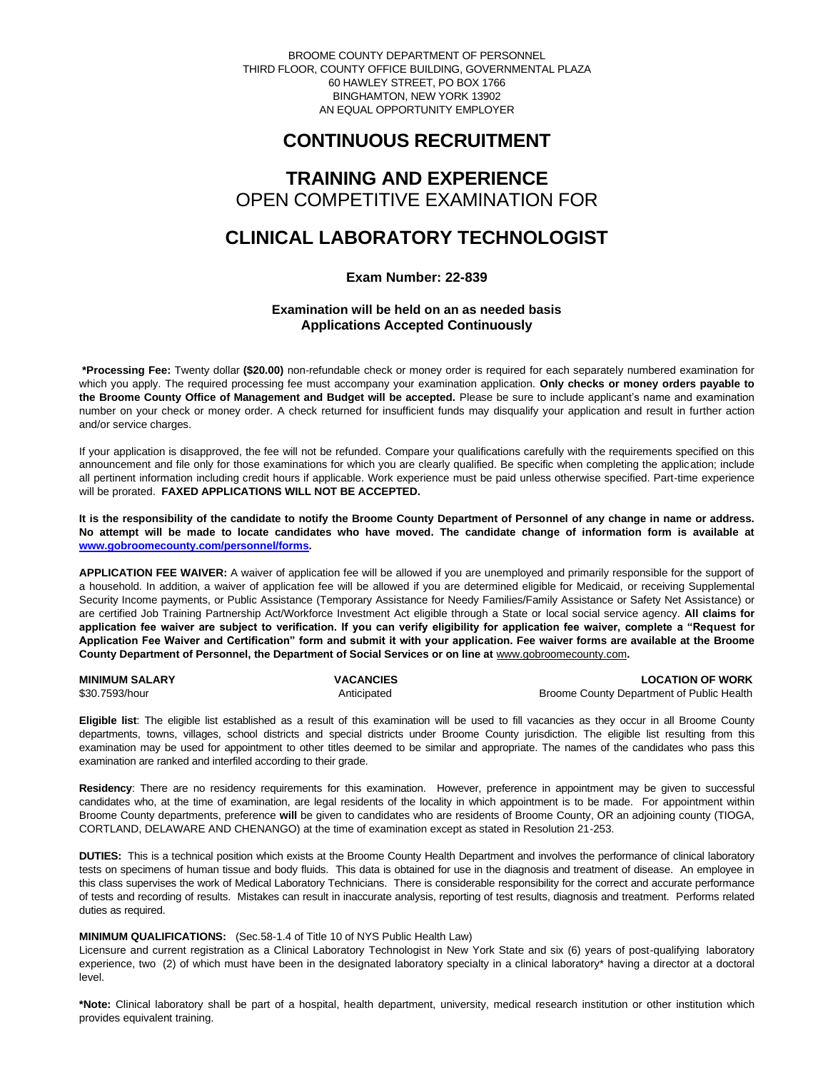BROOME COUNTY DEPARTMENT OF PERSONNEL
THIRD FLOOR, COUNTY OFFICE BUILDING, GOVERNMENTAL PLAZA
60 HAWLEY STREET, PO BOX 1766
BINGHAMTON, NEW YORK 13902
AN EQUAL OPPORTUNITY EMPLOYER

# CONTINUOUS RECRUITMENT

# TRAINING AND EXPERIENCE
## OPEN COMPETITIVE EXAMINATION FOR

# CLINICAL LABORATORY TECHNOLOGIST

**Exam Number: 22-839**

**Examination will be held on an as needed basis**
**Applications Accepted Continuously**

**\*Processing Fee:** Twenty dollar **($20.00)** non-refundable check or money order is required for each separately numbered examination for which you apply. The required processing fee must accompany your examination application. **Only checks or money orders payable to the Broome County Office of Management and Budget will be accepted.** Please be sure to include applicant's name and examination number on your check or money order. A check returned for insufficient funds may disqualify your application and result in further action and/or service charges.

If your application is disapproved, the fee will not be refunded. Compare your qualifications carefully with the requirements specified on this announcement and file only for those examinations for which you are clearly qualified. Be specific when completing the application; include all pertinent information including credit hours if applicable. Work experience must be paid unless otherwise specified. Part-time experience will be prorated. **FAXED APPLICATIONS WILL NOT BE ACCEPTED.**

**It is the responsibility of the candidate to notify the Broome County Department of Personnel of any change in name or address. No attempt will be made to locate candidates who have moved. The candidate change of information form is available at www.gobroomecounty.com/personnel/forms.**

**APPLICATION FEE WAIVER:** A waiver of application fee will be allowed if you are unemployed and primarily responsible for the support of a household. In addition, a waiver of application fee will be allowed if you are determined eligible for Medicaid, or receiving Supplemental Security Income payments, or Public Assistance (Temporary Assistance for Needy Families/Family Assistance or Safety Net Assistance) or are certified Job Training Partnership Act/Workforce Investment Act eligible through a State or local social service agency. **All claims for application fee waiver are subject to verification. If you can verify eligibility for application fee waiver, complete a "Request for Application Fee Waiver and Certification" form and submit it with your application. Fee waiver forms are available at the Broome County Department of Personnel, the Department of Social Services or on line at** www.gobroomecounty.com**.**

| MINIMUM SALARY | VACANCIES | LOCATION OF WORK |
|---|---|---|
| $30.7593/hour | Anticipated | Broome County Department of Public Health |

**Eligible list**: The eligible list established as a result of this examination will be used to fill vacancies as they occur in all Broome County departments, towns, villages, school districts and special districts under Broome County jurisdiction. The eligible list resulting from this examination may be used for appointment to other titles deemed to be similar and appropriate. The names of the candidates who pass this examination are ranked and interfiled according to their grade.

**Residency**: There are no residency requirements for this examination. However, preference in appointment may be given to successful candidates who, at the time of examination, are legal residents of the locality in which appointment is to be made. For appointment within Broome County departments, preference **will** be given to candidates who are residents of Broome County, OR an adjoining county (TIOGA, CORTLAND, DELAWARE AND CHENANGO) at the time of examination except as stated in Resolution 21-253.

**DUTIES:** This is a technical position which exists at the Broome County Health Department and involves the performance of clinical laboratory tests on specimens of human tissue and body fluids. This data is obtained for use in the diagnosis and treatment of disease. An employee in this class supervises the work of Medical Laboratory Technicians. There is considerable responsibility for the correct and accurate performance of tests and recording of results. Mistakes can result in inaccurate analysis, reporting of test results, diagnosis and treatment. Performs related duties as required.

**MINIMUM QUALIFICATIONS:** (Sec.58-1.4 of Title 10 of NYS Public Health Law)
Licensure and current registration as a Clinical Laboratory Technologist in New York State and six (6) years of post-qualifying laboratory experience, two (2) of which must have been in the designated laboratory specialty in a clinical laboratory* having a director at a doctoral level.

**\*Note:** Clinical laboratory shall be part of a hospital, health department, university, medical research institution or other institution which provides equivalent training.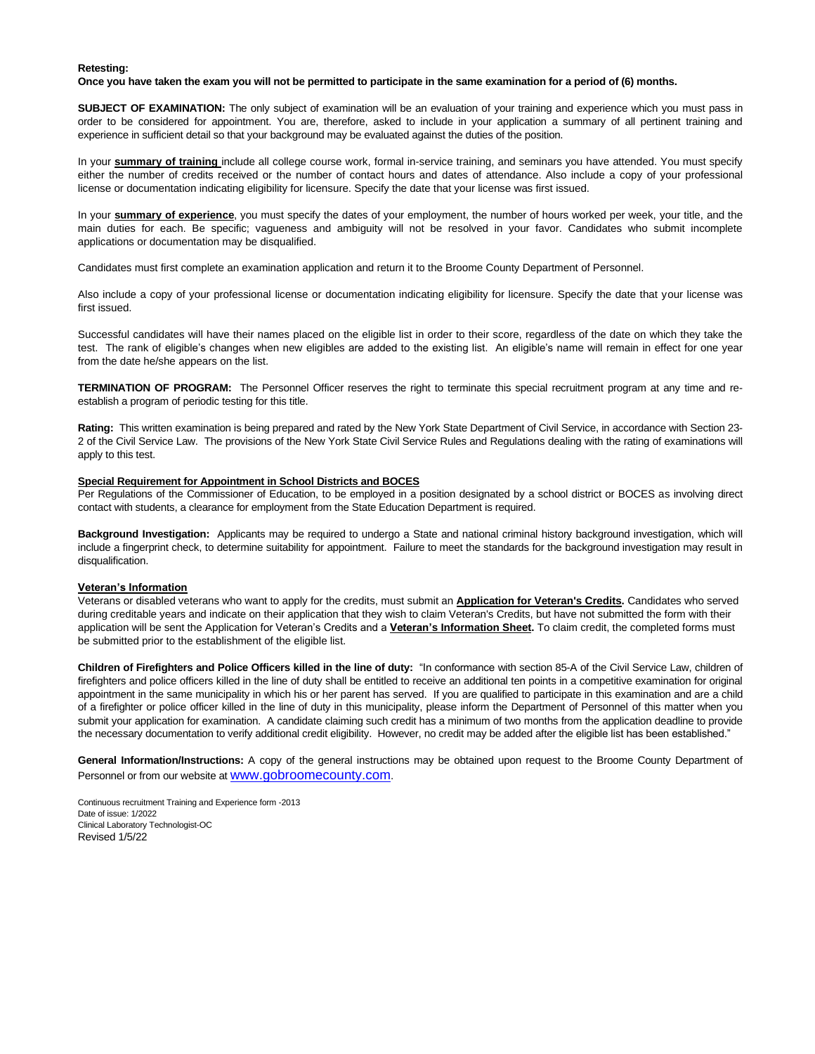**Retesting:**
**Once you have taken the exam you will not be permitted to participate in the same examination for a period of (6) months.**

**SUBJECT OF EXAMINATION:** The only subject of examination will be an evaluation of your training and experience which you must pass in order to be considered for appointment. You are, therefore, asked to include in your application a summary of all pertinent training and experience in sufficient detail so that your background may be evaluated against the duties of the position.

In your **summary of training** include all college course work, formal in-service training, and seminars you have attended. You must specify either the number of credits received or the number of contact hours and dates of attendance. Also include a copy of your professional license or documentation indicating eligibility for licensure. Specify the date that your license was first issued.

In your **summary of experience**, you must specify the dates of your employment, the number of hours worked per week, your title, and the main duties for each. Be specific; vagueness and ambiguity will not be resolved in your favor. Candidates who submit incomplete applications or documentation may be disqualified.

Candidates must first complete an examination application and return it to the Broome County Department of Personnel.

Also include a copy of your professional license or documentation indicating eligibility for licensure. Specify the date that your license was first issued.

Successful candidates will have their names placed on the eligible list in order to their score, regardless of the date on which they take the test. The rank of eligible's changes when new eligibles are added to the existing list. An eligible's name will remain in effect for one year from the date he/she appears on the list.

**TERMINATION OF PROGRAM:** The Personnel Officer reserves the right to terminate this special recruitment program at any time and re-establish a program of periodic testing for this title.

**Rating:** This written examination is being prepared and rated by the New York State Department of Civil Service, in accordance with Section 23-2 of the Civil Service Law. The provisions of the New York State Civil Service Rules and Regulations dealing with the rating of examinations will apply to this test.

**Special Requirement for Appointment in School Districts and BOCES**
Per Regulations of the Commissioner of Education, to be employed in a position designated by a school district or BOCES as involving direct contact with students, a clearance for employment from the State Education Department is required.

**Background Investigation:** Applicants may be required to undergo a State and national criminal history background investigation, which will include a fingerprint check, to determine suitability for appointment. Failure to meet the standards for the background investigation may result in disqualification.

**Veteran's Information**
Veterans or disabled veterans who want to apply for the credits, must submit an **Application for Veteran's Credits.** Candidates who served during creditable years and indicate on their application that they wish to claim Veteran's Credits, but have not submitted the form with their application will be sent the Application for Veteran's Credits and a **Veteran's Information Sheet.** To claim credit, the completed forms must be submitted prior to the establishment of the eligible list.

**Children of Firefighters and Police Officers killed in the line of duty:** "In conformance with section 85-A of the Civil Service Law, children of firefighters and police officers killed in the line of duty shall be entitled to receive an additional ten points in a competitive examination for original appointment in the same municipality in which his or her parent has served. If you are qualified to participate in this examination and are a child of a firefighter or police officer killed in the line of duty in this municipality, please inform the Department of Personnel of this matter when you submit your application for examination. A candidate claiming such credit has a minimum of two months from the application deadline to provide the necessary documentation to verify additional credit eligibility. However, no credit may be added after the eligible list has been established."

**General Information/Instructions:** A copy of the general instructions may be obtained upon request to the Broome County Department of Personnel or from our website at www.gobroomecounty.com.

Continuous recruitment Training and Experience form -2013
Date of issue: 1/2022
Clinical Laboratory Technologist-OC
Revised 1/5/22